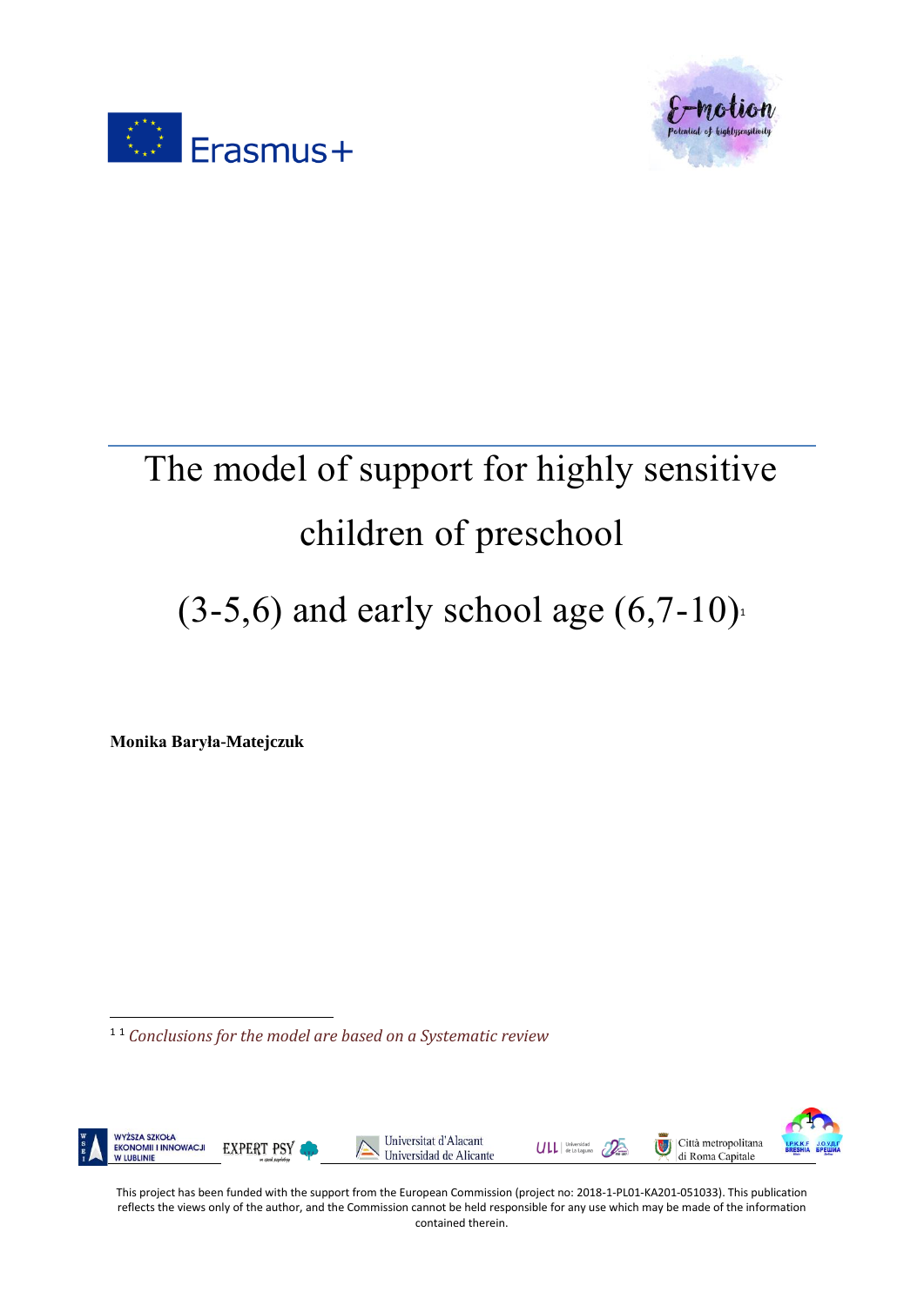# The model of support for highly sensitive children of preschool (3-5,6) and early school age (6,7-10)[1]

**Monika Baryła-Matejczuk**

[1] *Conclusions for the model are based on a Systematic review*

This project has been funded with the support from the European Commission (project no: 2018-1-PL01-KA201-051033). This publication reflects the views only of the author, and the Commission cannot be held responsible for any use which may be made of the information contained therein.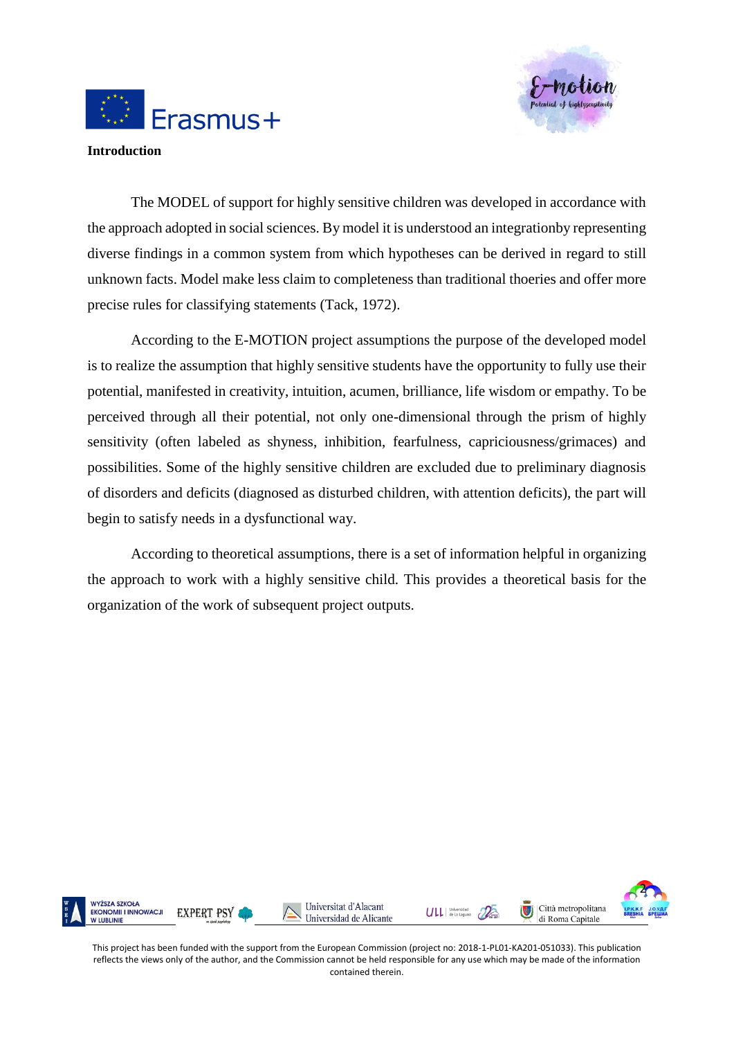**Introduction**

The MODEL of support for highly sensitive children was developed in accordance with the approach adopted in social sciences. By model it is understood an integrationby representing diverse findings in a common system from which hypotheses can be derived in regard to still unknown facts. Model make less claim to completeness than traditional thoeries and offer more precise rules for classifying statements (Tack, 1972).

According to the E-MOTION project assumptions the purpose of the developed model is to realize the assumption that highly sensitive students have the opportunity to fully use their potential, manifested in creativity, intuition, acumen, brilliance, life wisdom or empathy. To be perceived through all their potential, not only one-dimensional through the prism of highly sensitivity (often labeled as shyness, inhibition, fearfulness, capriciousness/grimaces) and possibilities. Some of the highly sensitive children are excluded due to preliminary diagnosis of disorders and deficits (diagnosed as disturbed children, with attention deficits), the part will begin to satisfy needs in a dysfunctional way.

According to theoretical assumptions, there is a set of information helpful in organizing the approach to work with a highly sensitive child. This provides a theoretical basis for the organization of the work of subsequent project outputs.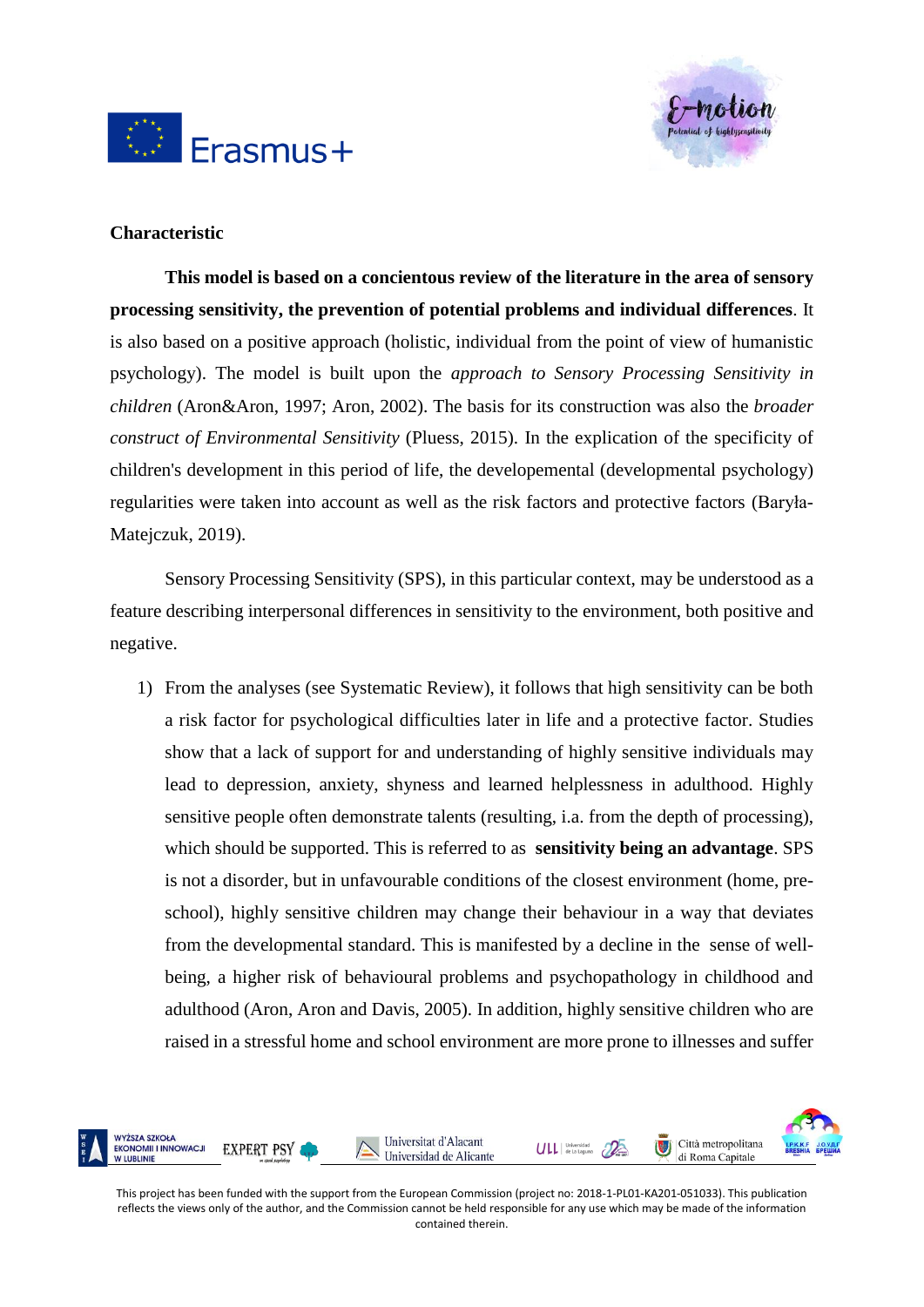**Characteristic**

**This model is based on a concientous review of the literature in the area of sensory processing sensitivity, the prevention of potential problems and individual differences**. It is also based on a positive approach (holistic, individual from the point of view of humanistic psychology). The model is built upon the *approach to Sensory Processing Sensitivity in children* (Aron&Aron, 1997; Aron, 2002). The basis for its construction was also the *broader construct of Environmental Sensitivity* (Pluess, 2015). In the explication of the specificity of children's development in this period of life, the developemental (developmental psychology) regularities were taken into account as well as the risk factors and protective factors (Baryła-Matejczuk, 2019).

Sensory Processing Sensitivity (SPS), in this particular context, may be understood as a feature describing interpersonal differences in sensitivity to the environment, both positive and negative.

1) From the analyses (see Systematic Review), it follows that high sensitivity can be both a risk factor for psychological difficulties later in life and a protective factor. Studies show that a lack of support for and understanding of highly sensitive individuals may lead to depression, anxiety, shyness and learned helplessness in adulthood. Highly sensitive people often demonstrate talents (resulting, i.a. from the depth of processing), which should be supported. This is referred to as **sensitivity being an advantage**. SPS is not a disorder, but in unfavourable conditions of the closest environment (home, pre-school), highly sensitive children may change their behaviour in a way that deviates from the developmental standard. This is manifested by a decline in the sense of well-being, a higher risk of behavioural problems and psychopathology in childhood and adulthood (Aron, Aron and Davis, 2005). In addition, highly sensitive children who are raised in a stressful home and school environment are more prone to illnesses and suffer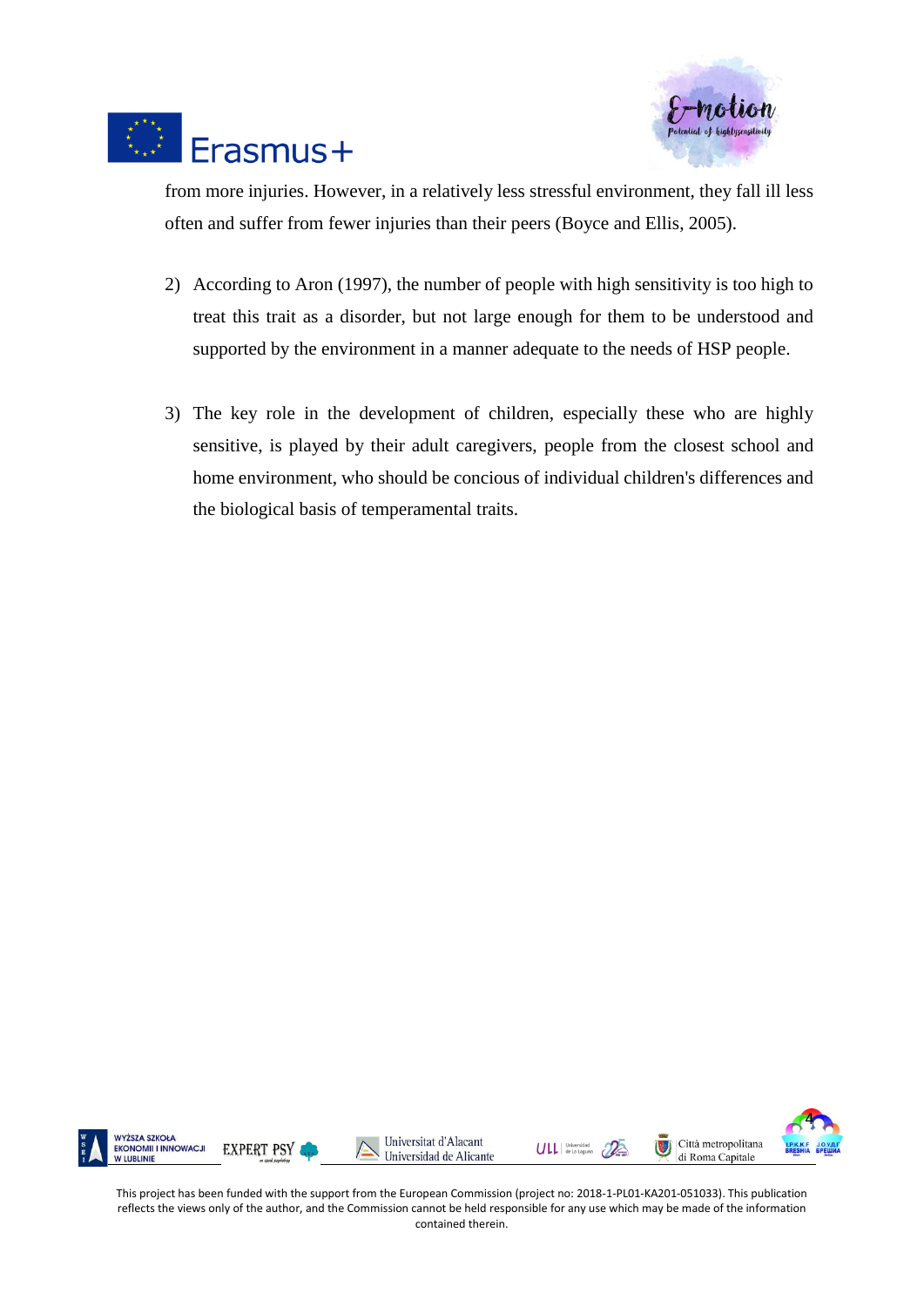from more injuries. However, in a relatively less stressful environment, they fall ill less often and suffer from fewer injuries than their peers (Boyce and Ellis, 2005).

2) According to Aron (1997), the number of people with high sensitivity is too high to treat this trait as a disorder, but not large enough for them to be understood and supported by the environment in a manner adequate to the needs of HSP people.

3) The key role in the development of children, especially these who are highly sensitive, is played by their adult caregivers, people from the closest school and home environment, who should be concious of individual children's differences and the biological basis of temperamental traits.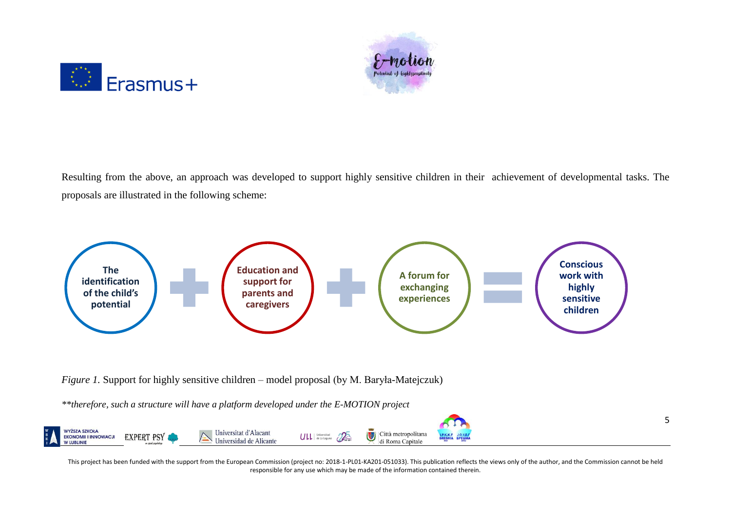Resulting from the above, an approach was developed to support highly sensitive children in their achievement of developmental tasks. The proposals are illustrated in the following scheme:

**The identification of the child's potential** + **Education and support for parents and caregivers** + **A forum for exchanging experiences** = **Conscious work with highly sensitive children**

*Figure 1.* Support for highly sensitive children – model proposal (by M. Baryła-Matejczuk)

*\*\*therefore, such a structure will have a platform developed under the E-MOTION project*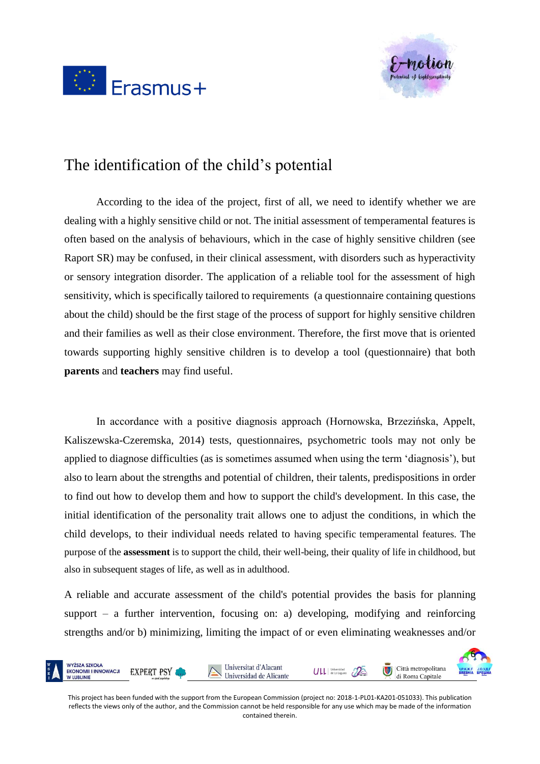# The identification of the child's potential

According to the idea of the project, first of all, we need to identify whether we are dealing with a highly sensitive child or not. The initial assessment of temperamental features is often based on the analysis of behaviours, which in the case of highly sensitive children (see Raport SR) may be confused, in their clinical assessment, with disorders such as hyperactivity or sensory integration disorder. The application of a reliable tool for the assessment of high sensitivity, which is specifically tailored to requirements (a questionnaire containing questions about the child) should be the first stage of the process of support for highly sensitive children and their families as well as their close environment. Therefore, the first move that is oriented towards supporting highly sensitive children is to develop a tool (questionnaire) that both **parents** and **teachers** may find useful.

In accordance with a positive diagnosis approach (Hornowska, Brzezińska, Appelt, Kaliszewska-Czeremska, 2014) tests, questionnaires, psychometric tools may not only be applied to diagnose difficulties (as is sometimes assumed when using the term 'diagnosis'), but also to learn about the strengths and potential of children, their talents, predispositions in order to find out how to develop them and how to support the child's development. In this case, the initial identification of the personality trait allows one to adjust the conditions, in which the child develops, to their individual needs related to having specific temperamental features. The purpose of the **assessment** is to support the child, their well-being, their quality of life in childhood, but also in subsequent stages of life, as well as in adulthood.

A reliable and accurate assessment of the child's potential provides the basis for planning support – a further intervention, focusing on: a) developing, modifying and reinforcing strengths and/or b) minimizing, limiting the impact of or even eliminating weaknesses and/or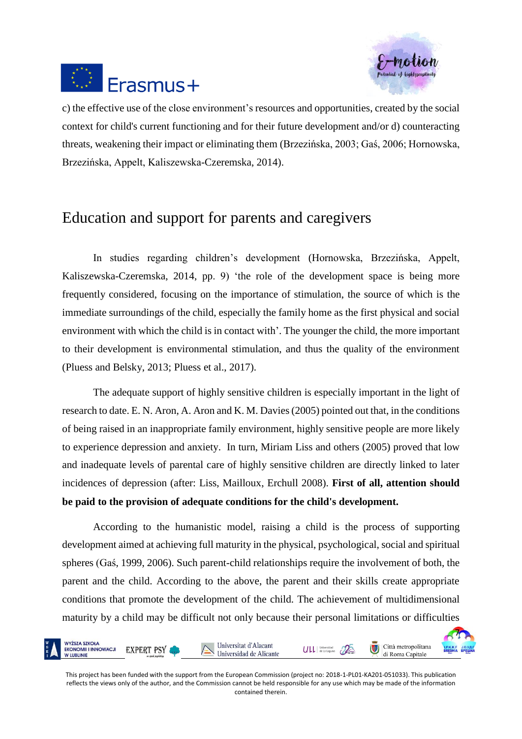c) the effective use of the close environment's resources and opportunities, created by the social context for child's current functioning and for their future development and/or d) counteracting threats, weakening their impact or eliminating them (Brzezińska, 2003; Gaś, 2006; Hornowska, Brzezińska, Appelt, Kaliszewska-Czeremska, 2014).

## Education and support for parents and caregivers

In studies regarding children's development (Hornowska, Brzezińska, Appelt, Kaliszewska-Czeremska, 2014, pp. 9) 'the role of the development space is being more frequently considered, focusing on the importance of stimulation, the source of which is the immediate surroundings of the child, especially the family home as the first physical and social environment with which the child is in contact with'. The younger the child, the more important to their development is environmental stimulation, and thus the quality of the environment (Pluess and Belsky, 2013; Pluess et al., 2017).

The adequate support of highly sensitive children is especially important in the light of research to date. E. N. Aron, A. Aron and K. M. Davies (2005) pointed out that, in the conditions of being raised in an inappropriate family environment, highly sensitive people are more likely to experience depression and anxiety. In turn, Miriam Liss and others (2005) proved that low and inadequate levels of parental care of highly sensitive children are directly linked to later incidences of depression (after: Liss, Mailloux, Erchull 2008). **First of all, attention should be paid to the provision of adequate conditions for the child's development.**

According to the humanistic model, raising a child is the process of supporting development aimed at achieving full maturity in the physical, psychological, social and spiritual spheres (Gaś, 1999, 2006). Such parent-child relationships require the involvement of both, the parent and the child. According to the above, the parent and their skills create appropriate conditions that promote the development of the child. The achievement of multidimensional maturity by a child may be difficult not only because their personal limitations or difficulties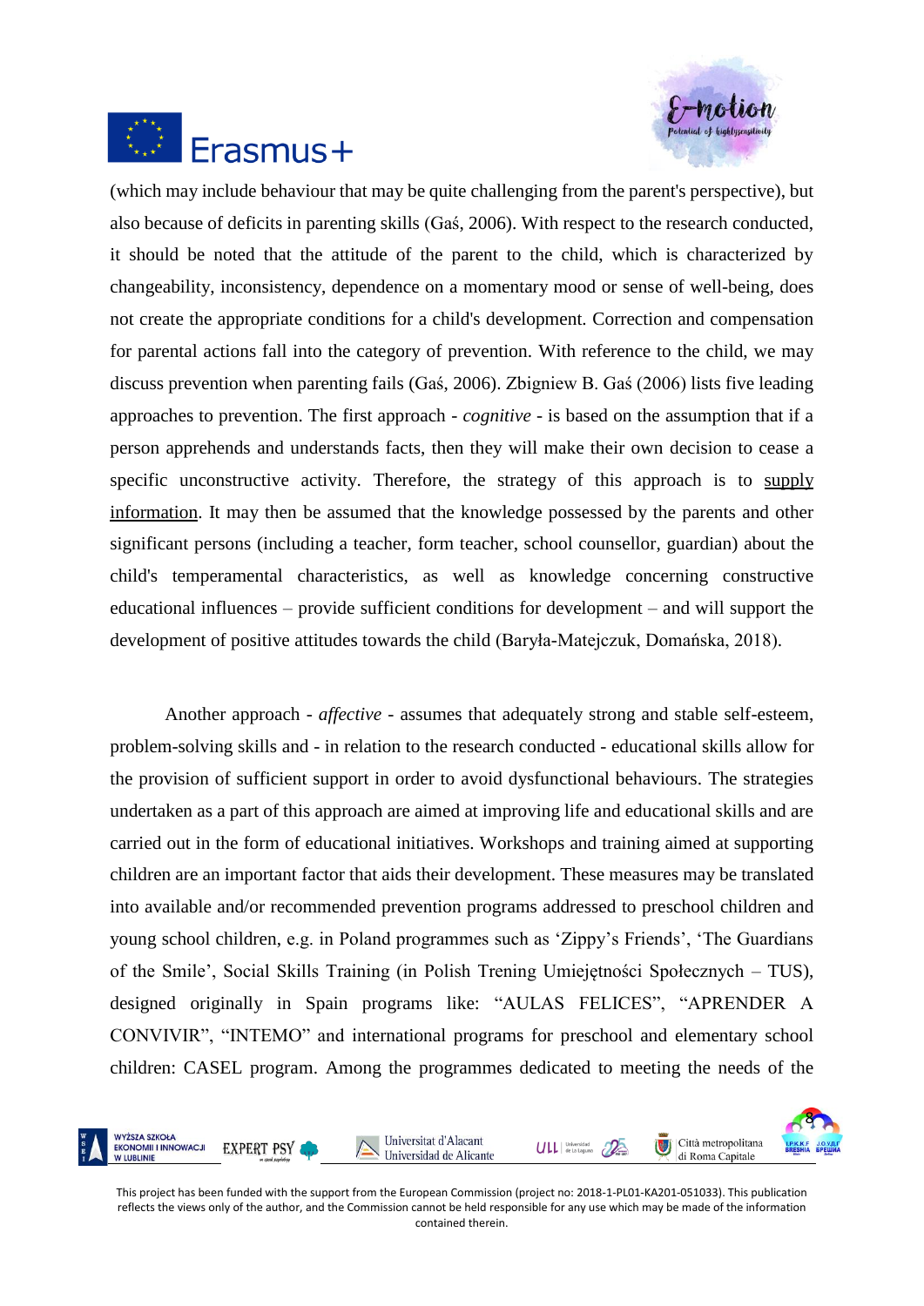(which may include behaviour that may be quite challenging from the parent's perspective), but also because of deficits in parenting skills (Gaś, 2006). With respect to the research conducted, it should be noted that the attitude of the parent to the child, which is characterized by changeability, inconsistency, dependence on a momentary mood or sense of well-being, does not create the appropriate conditions for a child's development. Correction and compensation for parental actions fall into the category of prevention. With reference to the child, we may discuss prevention when parenting fails (Gaś, 2006). Zbigniew B. Gaś (2006) lists five leading approaches to prevention. The first approach - *cognitive* - is based on the assumption that if a person apprehends and understands facts, then they will make their own decision to cease a specific unconstructive activity. Therefore, the strategy of this approach is to supply information. It may then be assumed that the knowledge possessed by the parents and other significant persons (including a teacher, form teacher, school counsellor, guardian) about the child's temperamental characteristics, as well as knowledge concerning constructive educational influences – provide sufficient conditions for development – and will support the development of positive attitudes towards the child (Baryła-Matejczuk, Domańska, 2018).

Another approach - *affective* - assumes that adequately strong and stable self-esteem, problem-solving skills and - in relation to the research conducted - educational skills allow for the provision of sufficient support in order to avoid dysfunctional behaviours. The strategies undertaken as a part of this approach are aimed at improving life and educational skills and are carried out in the form of educational initiatives. Workshops and training aimed at supporting children are an important factor that aids their development. These measures may be translated into available and/or recommended prevention programs addressed to preschool children and young school children, e.g. in Poland programmes such as 'Zippy's Friends', 'The Guardians of the Smile', Social Skills Training (in Polish Trening Umiejętności Społecznych – TUS), designed originally in Spain programs like: "AULAS FELICES", "APRENDER A CONVIVIR", "INTEMO" and international programs for preschool and elementary school children: CASEL program. Among the programmes dedicated to meeting the needs of the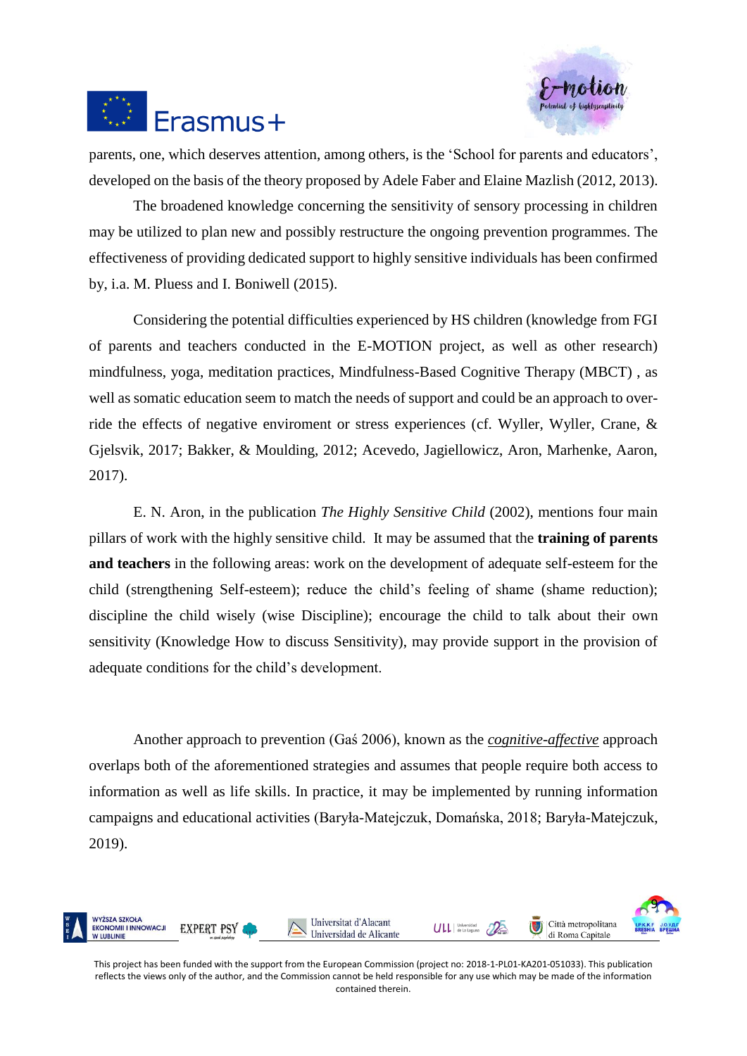parents, one, which deserves attention, among others, is the 'School for parents and educators', developed on the basis of the theory proposed by Adele Faber and Elaine Mazlish (2012, 2013).

The broadened knowledge concerning the sensitivity of sensory processing in children may be utilized to plan new and possibly restructure the ongoing prevention programmes. The effectiveness of providing dedicated support to highly sensitive individuals has been confirmed by, i.a. M. Pluess and I. Boniwell (2015).

Considering the potential difficulties experienced by HS children (knowledge from FGI of parents and teachers conducted in the E-MOTION project, as well as other research) mindfulness, yoga, meditation practices, Mindfulness-Based Cognitive Therapy (MBCT) , as well as somatic education seem to match the needs of support and could be an approach to over-ride the effects of negative enviroment or stress experiences (cf. Wyller, Wyller, Crane, & Gjelsvik, 2017; Bakker, & Moulding, 2012; Acevedo, Jagiellowicz, Aron, Marhenke, Aaron, 2017).

E. N. Aron, in the publication *The Highly Sensitive Child* (2002), mentions four main pillars of work with the highly sensitive child. It may be assumed that the **training of parents and teachers** in the following areas: work on the development of adequate self-esteem for the child (strengthening Self-esteem); reduce the child's feeling of shame (shame reduction); discipline the child wisely (wise Discipline); encourage the child to talk about their own sensitivity (Knowledge How to discuss Sensitivity), may provide support in the provision of adequate conditions for the child's development.

Another approach to prevention (Gaś 2006), known as the ***cognitive-affective*** approach overlaps both of the aforementioned strategies and assumes that people require both access to information as well as life skills. In practice, it may be implemented by running information campaigns and educational activities (Baryła-Matejczuk, Domańska, 2018; Baryła-Matejczuk, 2019).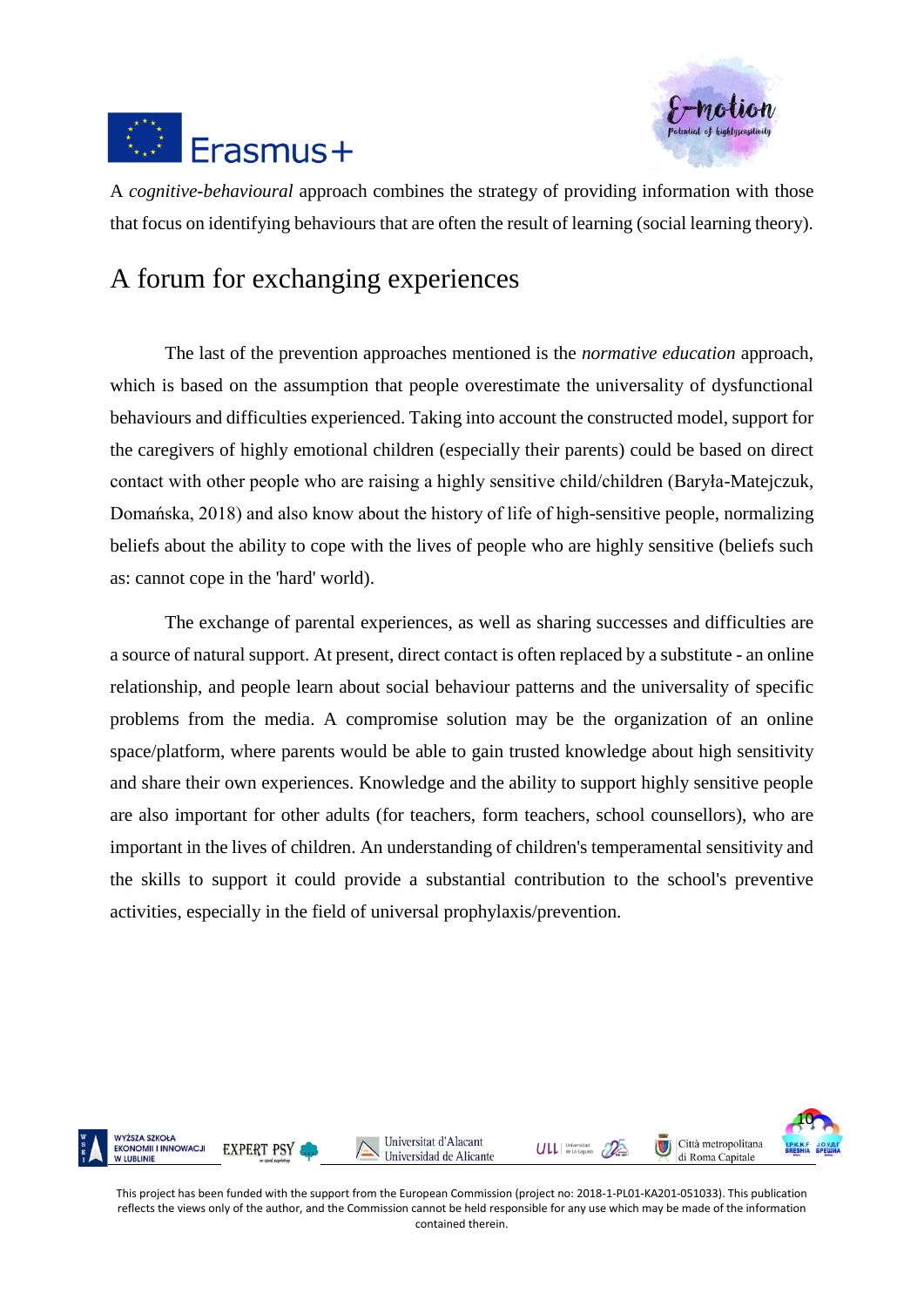A *cognitive-behavioural* approach combines the strategy of providing information with those that focus on identifying behaviours that are often the result of learning (social learning theory).

## A forum for exchanging experiences

The last of the prevention approaches mentioned is the *normative education* approach, which is based on the assumption that people overestimate the universality of dysfunctional behaviours and difficulties experienced. Taking into account the constructed model, support for the caregivers of highly emotional children (especially their parents) could be based on direct contact with other people who are raising a highly sensitive child/children (Baryła-Matejczuk, Domańska, 2018) and also know about the history of life of high-sensitive people, normalizing beliefs about the ability to cope with the lives of people who are highly sensitive (beliefs such as: cannot cope in the 'hard' world).

The exchange of parental experiences, as well as sharing successes and difficulties are a source of natural support. At present, direct contact is often replaced by a substitute - an online relationship, and people learn about social behaviour patterns and the universality of specific problems from the media. A compromise solution may be the organization of an online space/platform, where parents would be able to gain trusted knowledge about high sensitivity and share their own experiences. Knowledge and the ability to support highly sensitive people are also important for other adults (for teachers, form teachers, school counsellors), who are important in the lives of children. An understanding of children's temperamental sensitivity and the skills to support it could provide a substantial contribution to the school's preventive activities, especially in the field of universal prophylaxis/prevention.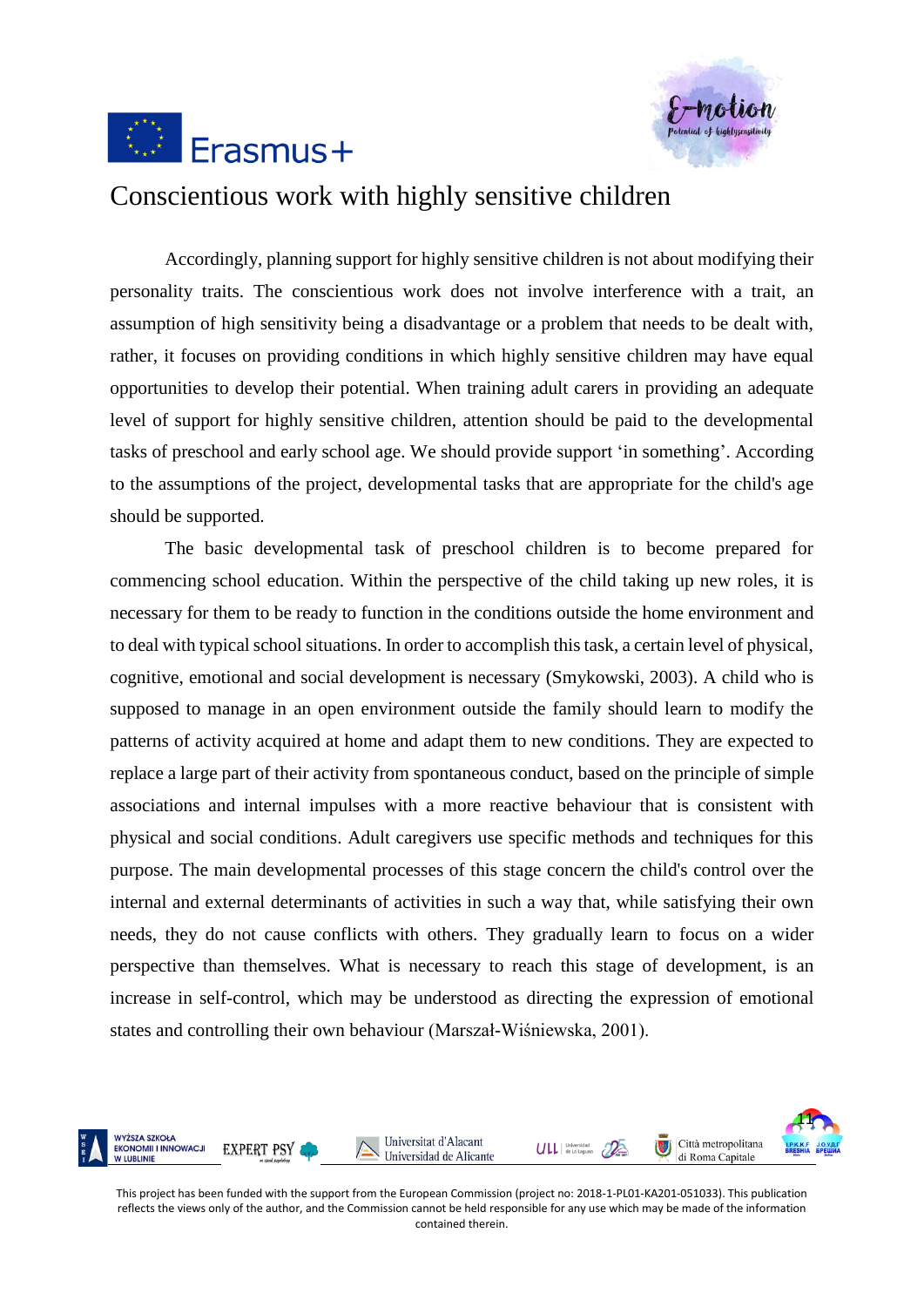# Conscientious work with highly sensitive children

Accordingly, planning support for highly sensitive children is not about modifying their personality traits. The conscientious work does not involve interference with a trait, an assumption of high sensitivity being a disadvantage or a problem that needs to be dealt with, rather, it focuses on providing conditions in which highly sensitive children may have equal opportunities to develop their potential. When training adult carers in providing an adequate level of support for highly sensitive children, attention should be paid to the developmental tasks of preschool and early school age. We should provide support 'in something'. According to the assumptions of the project, developmental tasks that are appropriate for the child's age should be supported.

The basic developmental task of preschool children is to become prepared for commencing school education. Within the perspective of the child taking up new roles, it is necessary for them to be ready to function in the conditions outside the home environment and to deal with typical school situations. In order to accomplish this task, a certain level of physical, cognitive, emotional and social development is necessary (Smykowski, 2003). A child who is supposed to manage in an open environment outside the family should learn to modify the patterns of activity acquired at home and adapt them to new conditions. They are expected to replace a large part of their activity from spontaneous conduct, based on the principle of simple associations and internal impulses with a more reactive behaviour that is consistent with physical and social conditions. Adult caregivers use specific methods and techniques for this purpose. The main developmental processes of this stage concern the child's control over the internal and external determinants of activities in such a way that, while satisfying their own needs, they do not cause conflicts with others. They gradually learn to focus on a wider perspective than themselves. What is necessary to reach this stage of development, is an increase in self-control, which may be understood as directing the expression of emotional states and controlling their own behaviour (Marszał-Wiśniewska, 2001).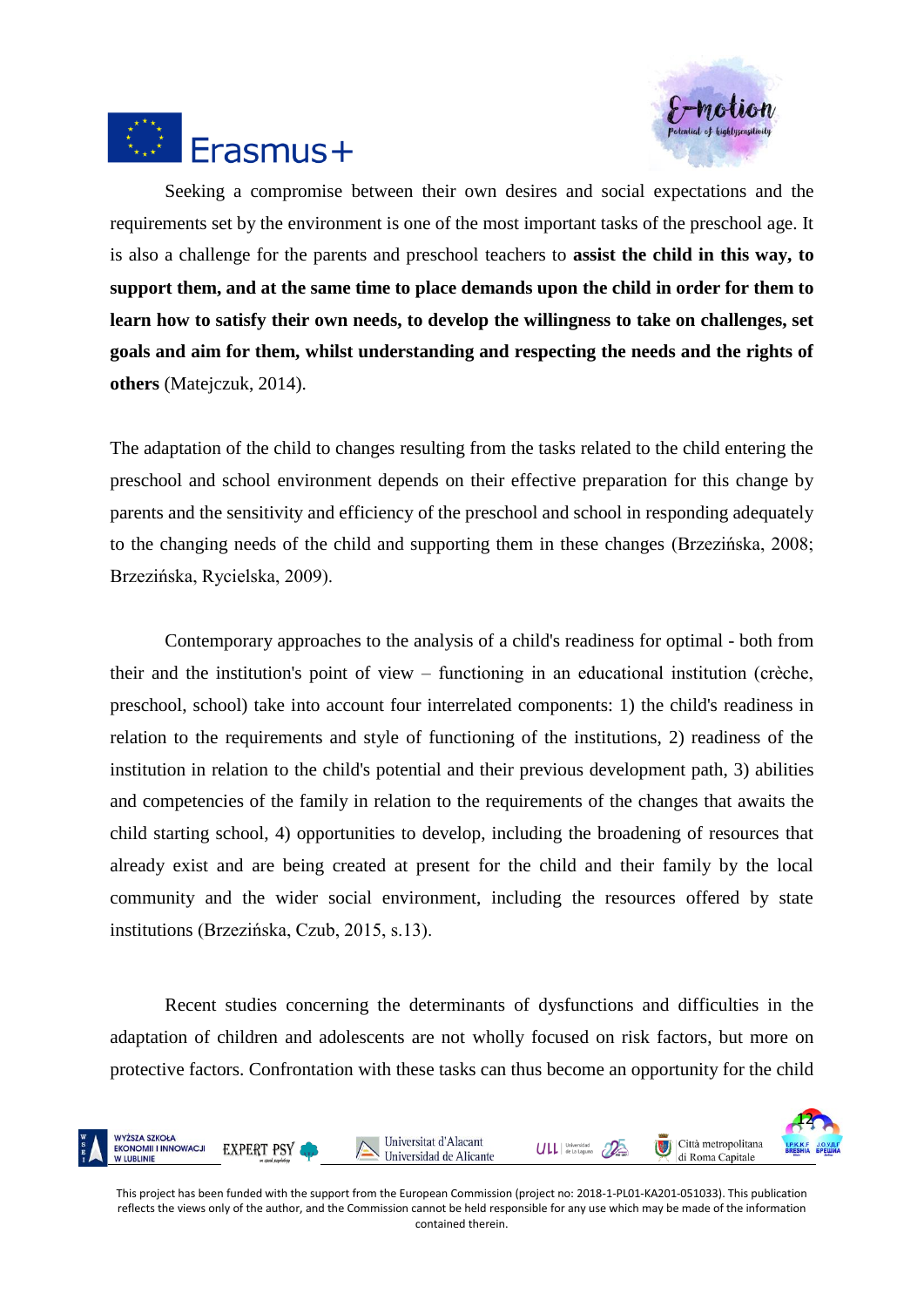Seeking a compromise between their own desires and social expectations and the requirements set by the environment is one of the most important tasks of the preschool age. It is also a challenge for the parents and preschool teachers to **assist the child in this way, to support them, and at the same time to place demands upon the child in order for them to learn how to satisfy their own needs, to develop the willingness to take on challenges, set goals and aim for them, whilst understanding and respecting the needs and the rights of others** (Matejczuk, 2014).

The adaptation of the child to changes resulting from the tasks related to the child entering the preschool and school environment depends on their effective preparation for this change by parents and the sensitivity and efficiency of the preschool and school in responding adequately to the changing needs of the child and supporting them in these changes (Brzezińska, 2008; Brzezińska, Rycielska, 2009).

Contemporary approaches to the analysis of a child's readiness for optimal - both from their and the institution's point of view – functioning in an educational institution (crèche, preschool, school) take into account four interrelated components: 1) the child's readiness in relation to the requirements and style of functioning of the institutions, 2) readiness of the institution in relation to the child's potential and their previous development path, 3) abilities and competencies of the family in relation to the requirements of the changes that awaits the child starting school, 4) opportunities to develop, including the broadening of resources that already exist and are being created at present for the child and their family by the local community and the wider social environment, including the resources offered by state institutions (Brzezińska, Czub, 2015, s.13).

Recent studies concerning the determinants of dysfunctions and difficulties in the adaptation of children and adolescents are not wholly focused on risk factors, but more on protective factors. Confrontation with these tasks can thus become an opportunity for the child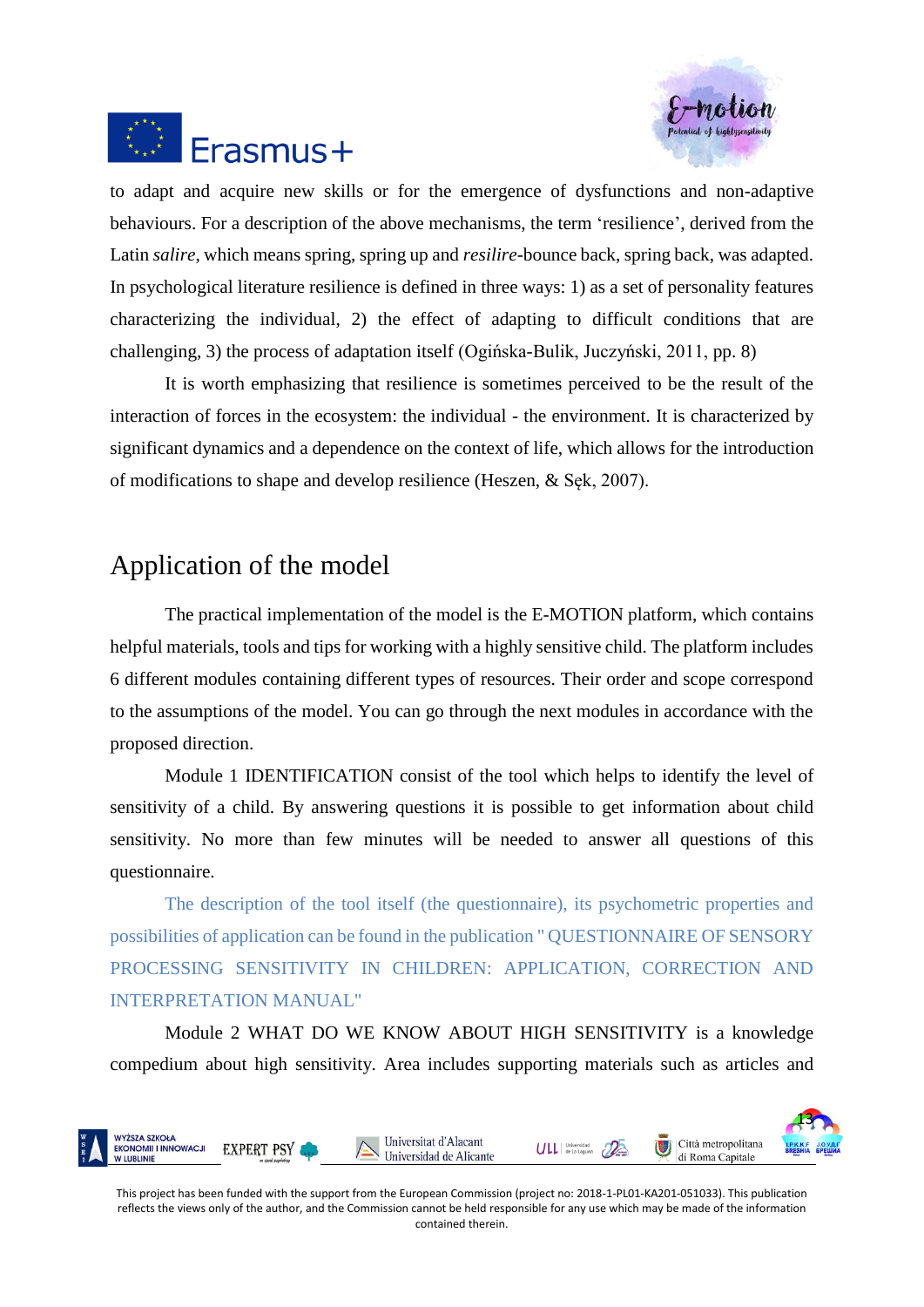to adapt and acquire new skills or for the emergence of dysfunctions and non-adaptive behaviours. For a description of the above mechanisms, the term 'resilience', derived from the Latin *salire*, which means spring, spring up and *resilire*-bounce back, spring back, was adapted. In psychological literature resilience is defined in three ways: 1) as a set of personality features characterizing the individual, 2) the effect of adapting to difficult conditions that are challenging, 3) the process of adaptation itself (Ogińska-Bulik, Juczyński, 2011, pp. 8)

It is worth emphasizing that resilience is sometimes perceived to be the result of the interaction of forces in the ecosystem: the individual - the environment. It is characterized by significant dynamics and a dependence on the context of life, which allows for the introduction of modifications to shape and develop resilience (Heszen, & Sęk, 2007).

## Application of the model

The practical implementation of the model is the E-MOTION platform, which contains helpful materials, tools and tips for working with a highly sensitive child. The platform includes 6 different modules containing different types of resources. Their order and scope correspond to the assumptions of the model. You can go through the next modules in accordance with the proposed direction.

Module 1 IDENTIFICATION consist of the tool which helps to identify the level of sensitivity of a child. By answering questions it is possible to get information about child sensitivity. No more than few minutes will be needed to answer all questions of this questionnaire.

The description of the tool itself (the questionnaire), its psychometric properties and possibilities of application can be found in the publication " QUESTIONNAIRE OF SENSORY PROCESSING SENSITIVITY IN CHILDREN: APPLICATION, CORRECTION AND INTERPRETATION MANUAL"

Module 2 WHAT DO WE KNOW ABOUT HIGH SENSITIVITY is a knowledge compedium about high sensitivity. Area includes supporting materials such as articles and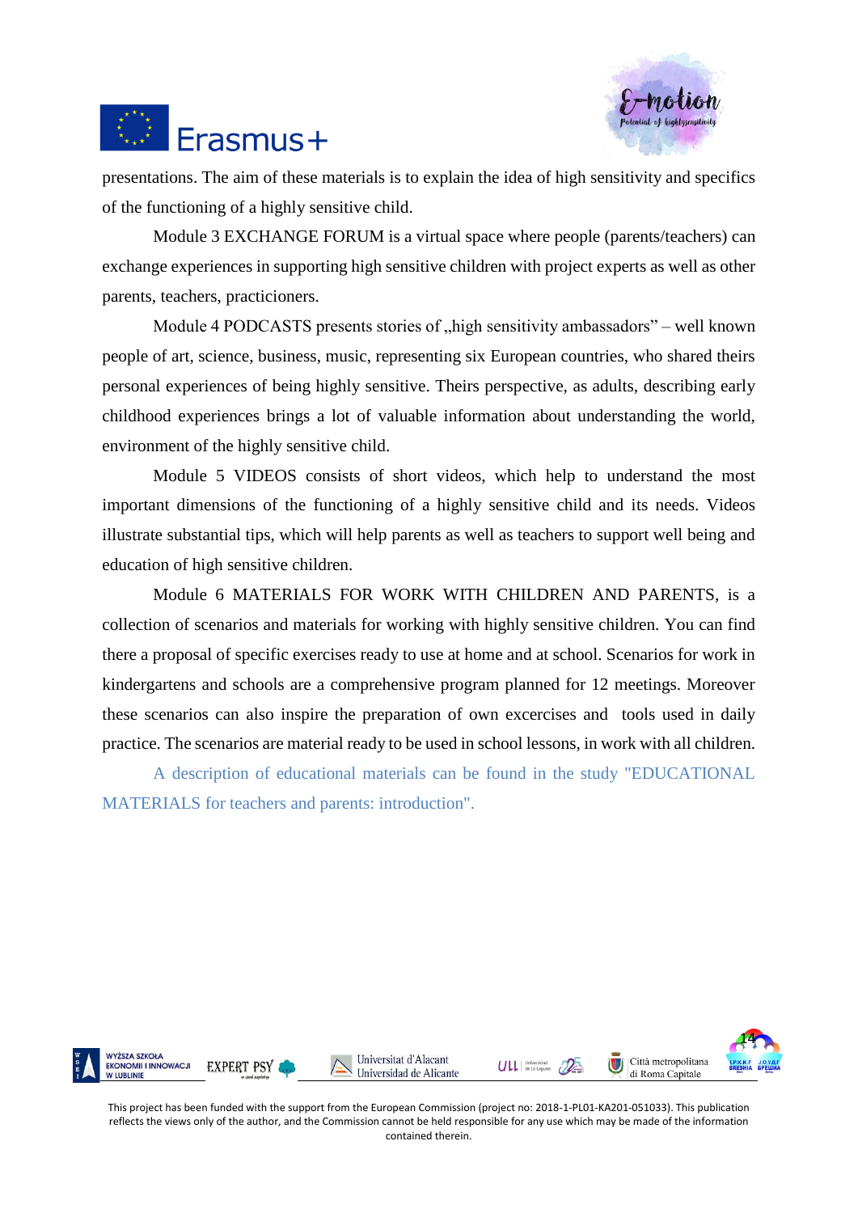presentations. The aim of these materials is to explain the idea of high sensitivity and specifics of the functioning of a highly sensitive child.

Module 3 EXCHANGE FORUM is a virtual space where people (parents/teachers) can exchange experiences in supporting high sensitive children with project experts as well as other parents, teachers, practicioners.

Module 4 PODCASTS presents stories of „high sensitivity ambassadors" – well known people of art, science, business, music, representing six European countries, who shared theirs personal experiences of being highly sensitive. Theirs perspective, as adults, describing early childhood experiences brings a lot of valuable information about understanding the world, environment of the highly sensitive child.

Module 5 VIDEOS consists of short videos, which help to understand the most important dimensions of the functioning of a highly sensitive child and its needs. Videos illustrate substantial tips, which will help parents as well as teachers to support well being and education of high sensitive children.

Module 6 MATERIALS FOR WORK WITH CHILDREN AND PARENTS, is a collection of scenarios and materials for working with highly sensitive children. You can find there a proposal of specific exercises ready to use at home and at school. Scenarios for work in kindergartens and schools are a comprehensive program planned for 12 meetings. Moreover these scenarios can also inspire the preparation of own excercises and tools used in daily practice. The scenarios are material ready to be used in school lessons, in work with all children.

A description of educational materials can be found in the study "EDUCATIONAL MATERIALS for teachers and parents: introduction".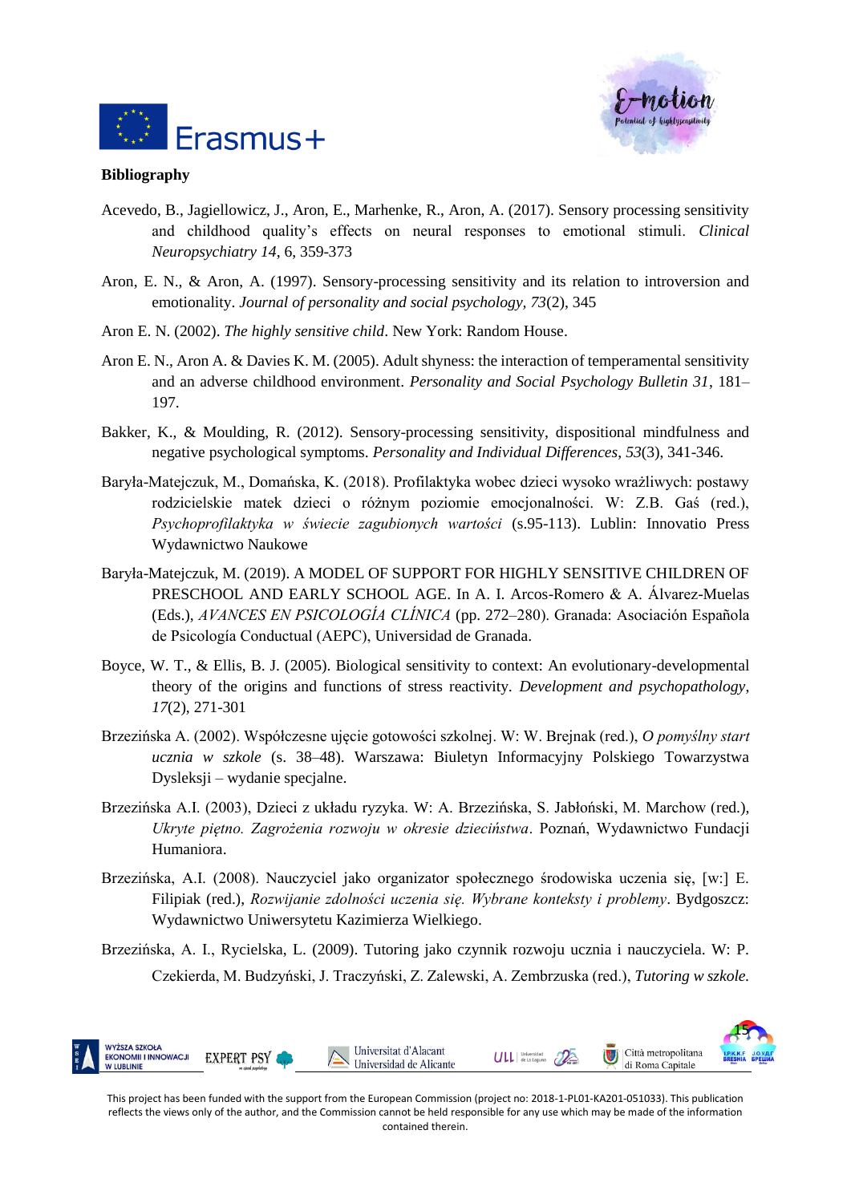**Bibliography**

Acevedo, B., Jagiellowicz, J., Aron, E., Marhenke, R., Aron, A. (2017). Sensory processing sensitivity and childhood quality's effects on neural responses to emotional stimuli. *Clinical Neuropsychiatry 14*, 6, 359-373

Aron, E. N., & Aron, A. (1997). Sensory-processing sensitivity and its relation to introversion and emotionality. *Journal of personality and social psychology, 73*(2), 345

Aron E. N. (2002). *The highly sensitive child*. New York: Random House.

Aron E. N., Aron A. & Davies K. M. (2005). Adult shyness: the interaction of temperamental sensitivity and an adverse childhood environment. *Personality and Social Psychology Bulletin 31*, 181–197.

Bakker, K., & Moulding, R. (2012). Sensory-processing sensitivity, dispositional mindfulness and negative psychological symptoms. *Personality and Individual Differences*, *53*(3), 341-346.

Baryła-Matejczuk, M., Domańska, K. (2018). Profilaktyka wobec dzieci wysoko wrażliwych: postawy rodzicielskie matek dzieci o różnym poziomie emocjonalności. W: Z.B. Gaś (red.), *Psychoprofilaktyka w świecie zagubionych wartości* (s.95-113). Lublin: Innovatio Press Wydawnictwo Naukowe

Baryła-Matejczuk, M. (2019). A MODEL OF SUPPORT FOR HIGHLY SENSITIVE CHILDREN OF PRESCHOOL AND EARLY SCHOOL AGE. In A. I. Arcos-Romero & A. Álvarez-Muelas (Eds.), *AVANCES EN PSICOLOGÍA CLÍNICA* (pp. 272–280). Granada: Asociación Española de Psicología Conductual (AEPC), Universidad de Granada.

Boyce, W. T., & Ellis, B. J. (2005). Biological sensitivity to context: An evolutionary-developmental theory of the origins and functions of stress reactivity. *Development and psychopathology*, *17*(2), 271-301

Brzezińska A. (2002). Współczesne ujęcie gotowości szkolnej. W: W. Brejnak (red.), *O pomyślny start ucznia w szkole* (s. 38–48). Warszawa: Biuletyn Informacyjny Polskiego Towarzystwa Dysleksji – wydanie specjalne.

Brzezińska A.I. (2003), Dzieci z układu ryzyka. W: A. Brzezińska, S. Jabłoński, M. Marchow (red.), *Ukryte piętno. Zagrożenia rozwoju w okresie dzieciństwa*. Poznań, Wydawnictwo Fundacji Humaniora.

Brzezińska, A.I. (2008). Nauczyciel jako organizator społecznego środowiska uczenia się, [w:] E. Filipiak (red.), *Rozwijanie zdolności uczenia się. Wybrane konteksty i problemy*. Bydgoszcz: Wydawnictwo Uniwersytetu Kazimierza Wielkiego.

Brzezińska, A. I., Rycielska, L. (2009). Tutoring jako czynnik rozwoju ucznia i nauczyciela. W: P. Czekierda, M. Budzyński, J. Traczyński, Z. Zalewski, A. Zembrzuska (red.), *Tutoring w szkole.*

This project has been funded with the support from the European Commission (project no: 2018-1-PL01-KA201-051033). This publication reflects the views only of the author, and the Commission cannot be held responsible for any use which may be made of the information contained therein.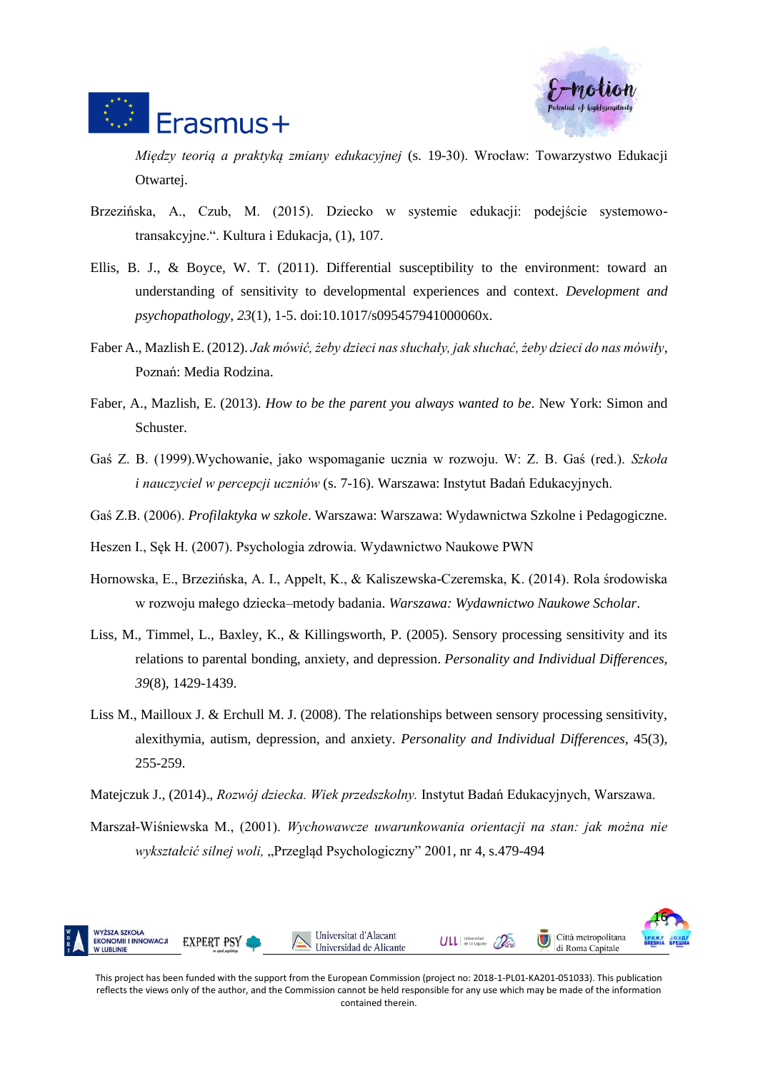*Między teorią a praktyką zmiany edukacyjnej* (s. 19-30). Wrocław: Towarzystwo Edukacji Otwartej.

Brzezińska, A., Czub, M. (2015). Dziecko w systemie edukacji: podejście systemowo-transakcyjne.". Kultura i Edukacja, (1), 107.

Ellis, B. J., & Boyce, W. T. (2011). Differential susceptibility to the environment: toward an understanding of sensitivity to developmental experiences and context. *Development and psychopathology*, *23*(1), 1-5. doi:10.1017/s095457941000060x.

Faber A., Mazlish E. (2012). *Jak mówić, żeby dzieci nas słuchały, jak słuchać, żeby dzieci do nas mówiły*, Poznań: Media Rodzina.

Faber, A., Mazlish, E. (2013). *How to be the parent you always wanted to be*. New York: Simon and Schuster.

Gaś Z. B. (1999).Wychowanie, jako wspomaganie ucznia w rozwoju. W: Z. B. Gaś (red.). *Szkoła i nauczyciel w percepcji uczniów* (s. 7-16). Warszawa: Instytut Badań Edukacyjnych.

Gaś Z.B. (2006). *Profilaktyka w szkole*. Warszawa: Warszawa: Wydawnictwa Szkolne i Pedagogiczne.

Heszen I., Sęk H. (2007). Psychologia zdrowia. Wydawnictwo Naukowe PWN

Hornowska, E., Brzezińska, A. I., Appelt, K., & Kaliszewska-Czeremska, K. (2014). Rola środowiska w rozwoju małego dziecka–metody badania. *Warszawa: Wydawnictwo Naukowe Scholar*.

Liss, M., Timmel, L., Baxley, K., & Killingsworth, P. (2005). Sensory processing sensitivity and its relations to parental bonding, anxiety, and depression. *Personality and Individual Differences, 39*(8), 1429-1439.

Liss M., Mailloux J. & Erchull M. J. (2008). The relationships between sensory processing sensitivity, alexithymia, autism, depression, and anxiety. *Personality and Individual Differences*, 45(3), 255-259.

Matejczuk J., (2014)., *Rozwój dziecka. Wiek przedszkolny.* Instytut Badań Edukacyjnych, Warszawa.

Marszał-Wiśniewska M., (2001). *Wychowawcze uwarunkowania orientacji na stan: jak można nie wykształcić silnej woli,* „Przegląd Psychologiczny" 2001, nr 4, s.479-494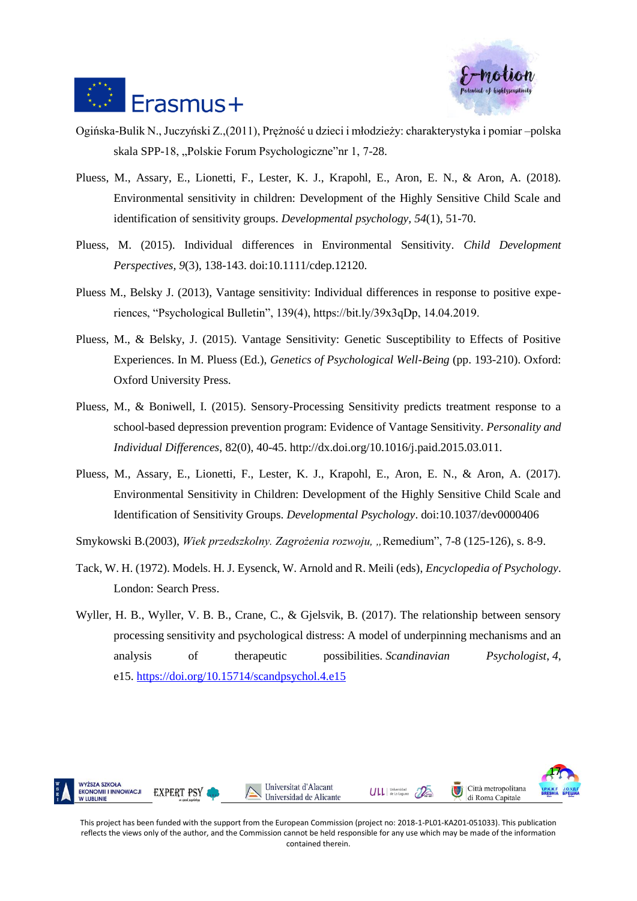Ogińska-Bulik N., Juczyński Z.,(2011), Prężność u dzieci i młodzieży: charakterystyka i pomiar –polska skala SPP-18, „Polskie Forum Psychologiczne"nr 1, 7-28.

Pluess, M., Assary, E., Lionetti, F., Lester, K. J., Krapohl, E., Aron, E. N., & Aron, A. (2018). Environmental sensitivity in children: Development of the Highly Sensitive Child Scale and identification of sensitivity groups. *Developmental psychology*, *54*(1), 51-70.

Pluess, M. (2015). Individual differences in Environmental Sensitivity. *Child Development Perspectives, 9*(3), 138-143. doi:10.1111/cdep.12120.

Pluess M., Belsky J. (2013), Vantage sensitivity: Individual differences in response to positive experiences, "Psychological Bulletin", 139(4), https://bit.ly/39x3qDp, 14.04.2019.

Pluess, M., & Belsky, J. (2015). Vantage Sensitivity: Genetic Susceptibility to Effects of Positive Experiences. In M. Pluess (Ed.), *Genetics of Psychological Well-Being* (pp. 193-210). Oxford: Oxford University Press.

Pluess, M., & Boniwell, I. (2015). Sensory-Processing Sensitivity predicts treatment response to a school-based depression prevention program: Evidence of Vantage Sensitivity. *Personality and Individual Differences*, 82(0), 40-45. http://dx.doi.org/10.1016/j.paid.2015.03.011.

Pluess, M., Assary, E., Lionetti, F., Lester, K. J., Krapohl, E., Aron, E. N., & Aron, A. (2017). Environmental Sensitivity in Children: Development of the Highly Sensitive Child Scale and Identification of Sensitivity Groups. *Developmental Psychology*. doi:10.1037/dev0000406

Smykowski B.(2003), *Wiek przedszkolny. Zagrożenia rozwoju, „*Remedium", 7-8 (125-126), s. 8-9.

Tack, W. H. (1972). Models. H. J. Eysenck, W. Arnold and R. Meili (eds), *Encyclopedia of Psychology*. London: Search Press.

Wyller, H. B., Wyller, V. B. B., Crane, C., & Gjelsvik, B. (2017). The relationship between sensory processing sensitivity and psychological distress: A model of underpinning mechanisms and an analysis of therapeutic possibilities. *Scandinavian Psychologist*, *4*, e15. https://doi.org/10.15714/scandpsychol.4.e15

This project has been funded with the support from the European Commission (project no: 2018-1-PL01-KA201-051033). This publication reflects the views only of the author, and the Commission cannot be held responsible for any use which may be made of the information contained therein.